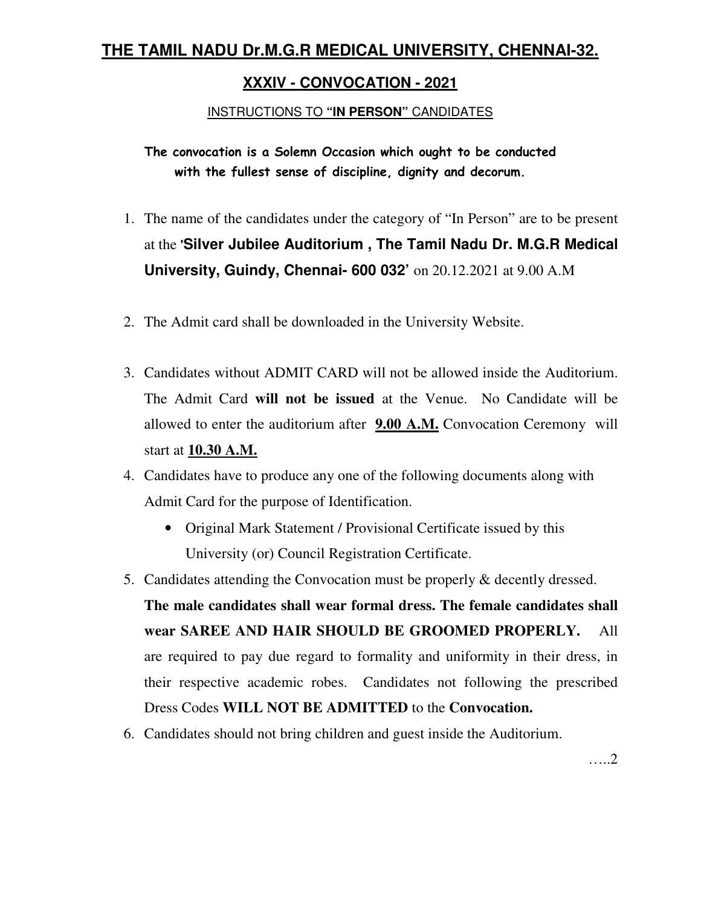# THE TAMIL NADU Dr.M.G.R MEDICAL UNIVERSITY, CHENNAI-32.

## XXXIV - CONVOCATION - 2021

INSTRUCTIONS TO **"IN PERSON"** CANDIDATES

**The convocation is a Solemn Occasion which ought to be conducted with the fullest sense of discipline, dignity and decorum.**

1. The name of the candidates under the category of "In Person" are to be present at the **'Silver Jubilee Auditorium , The Tamil Nadu Dr. M.G.R Medical University, Guindy, Chennai- 600 032'** on 20.12.2021 at 9.00 A.M

2. The Admit card shall be downloaded in the University Website.

3. Candidates without ADMIT CARD will not be allowed inside the Auditorium. The Admit Card **will not be issued** at the Venue. No Candidate will be allowed to enter the auditorium after **9.00 A.M.** Convocation Ceremony will start at **10.30 A.M.**

4. Candidates have to produce any one of the following documents along with Admit Card for the purpose of Identification.
   - Original Mark Statement / Provisional Certificate issued by this University (or) Council Registration Certificate.

5. Candidates attending the Convocation must be properly & decently dressed. **The male candidates shall wear formal dress. The female candidates shall wear SAREE AND HAIR SHOULD BE GROOMED PROPERLY.** All are required to pay due regard to formality and uniformity in their dress, in their respective academic robes. Candidates not following the prescribed Dress Codes **WILL NOT BE ADMITTED** to the **Convocation.**

6. Candidates should not bring children and guest inside the Auditorium.

…..2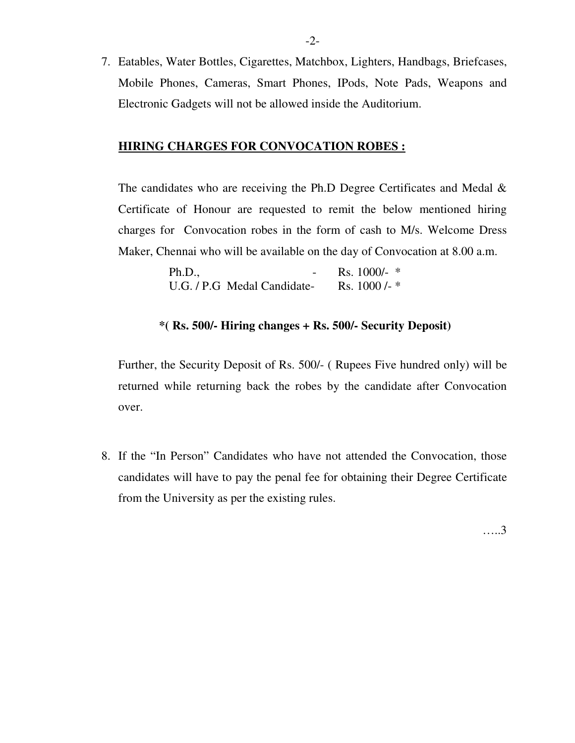7. Eatables, Water Bottles, Cigarettes, Matchbox, Lighters, Handbags, Briefcases, Mobile Phones, Cameras, Smart Phones, IPods, Note Pads, Weapons and Electronic Gadgets will not be allowed inside the Auditorium.

**HIRING CHARGES FOR CONVOCATION ROBES :**

The candidates who are receiving the Ph.D Degree Certificates and Medal & Certificate of Honour are requested to remit the below mentioned hiring charges for Convocation robes in the form of cash to M/s. Welcome Dress Maker, Chennai who will be available on the day of Convocation at 8.00 a.m.

| | |
|---|---|
| Ph.D., - | Rs. 1000/- * |
| U.G. / P.G Medal Candidate- | Rs. 1000 /- * |

**\*( Rs. 500/- Hiring changes + Rs. 500/- Security Deposit)**

Further, the Security Deposit of Rs. 500/- ( Rupees Five hundred only) will be returned while returning back the robes by the candidate after Convocation over.

8. If the "In Person" Candidates who have not attended the Convocation, those candidates will have to pay the penal fee for obtaining their Degree Certificate from the University as per the existing rules.

…..3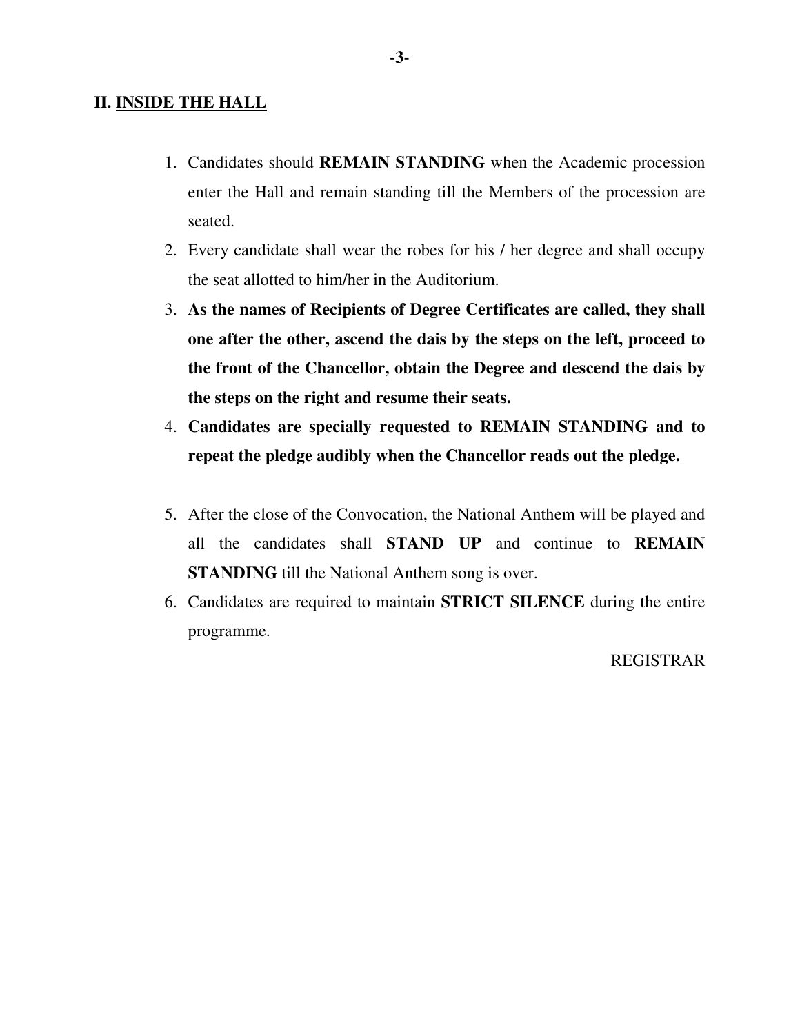## II. INSIDE THE HALL

1. Candidates should **REMAIN STANDING** when the Academic procession enter the Hall and remain standing till the Members of the procession are seated.
2. Every candidate shall wear the robes for his / her degree and shall occupy the seat allotted to him/her in the Auditorium.
3. **As the names of Recipients of Degree Certificates are called, they shall one after the other, ascend the dais by the steps on the left, proceed to the front of the Chancellor, obtain the Degree and descend the dais by the steps on the right and resume their seats.**
4. **Candidates are specially requested to REMAIN STANDING and to repeat the pledge audibly when the Chancellor reads out the pledge.**
5. After the close of the Convocation, the National Anthem will be played and all the candidates shall **STAND UP** and continue to **REMAIN STANDING** till the National Anthem song is over.
6. Candidates are required to maintain **STRICT SILENCE** during the entire programme.

REGISTRAR